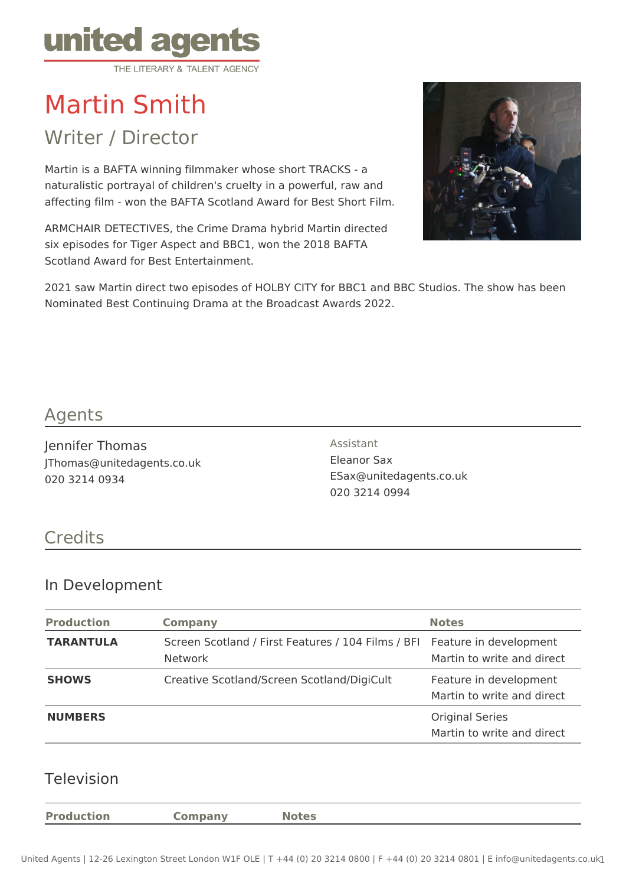# Martin Smith

## Writer / Director

Martin is a BAFTA winning filmmaker whose short TRACKS - a naturalistic portrayal of children's cruelty in a powerful, raw and affecting film - won the BAFTA Scotland Award for Best Short Film.

ARMCHAIR DETECTIVES, the Crime Drama hybrid Martin directed six episodes for Tiger Aspect and BBC1, won the 2018 BAFTA Scotland Award for Best Entertainment.

2021 saw Martin direct two episodes of HOLBY CITY for BBC1 and BBC Studios. The show has been Nominated Best Continuing Drama at the Broadcast Awards 2022.

## Agents

Jennifer Thomas
JThomas@unitedagents.co.uk
020 3214 0934

Assistant
Eleanor Sax
ESax@unitedagents.co.uk
020 3214 0994

## Credits

### In Development

| Production | Company | Notes |
| --- | --- | --- |
| **TARANTULA** | Screen Scotland / First Features / 104 Films / BFI Network | Feature in development<br>Martin to write and direct |
| **SHOWS** | Creative Scotland/Screen Scotland/DigiCult | Feature in development<br>Martin to write and direct |
| **NUMBERS** | | Original Series<br>Martin to write and direct |

### Television

| Production | Company | Notes |
| --- | --- | --- |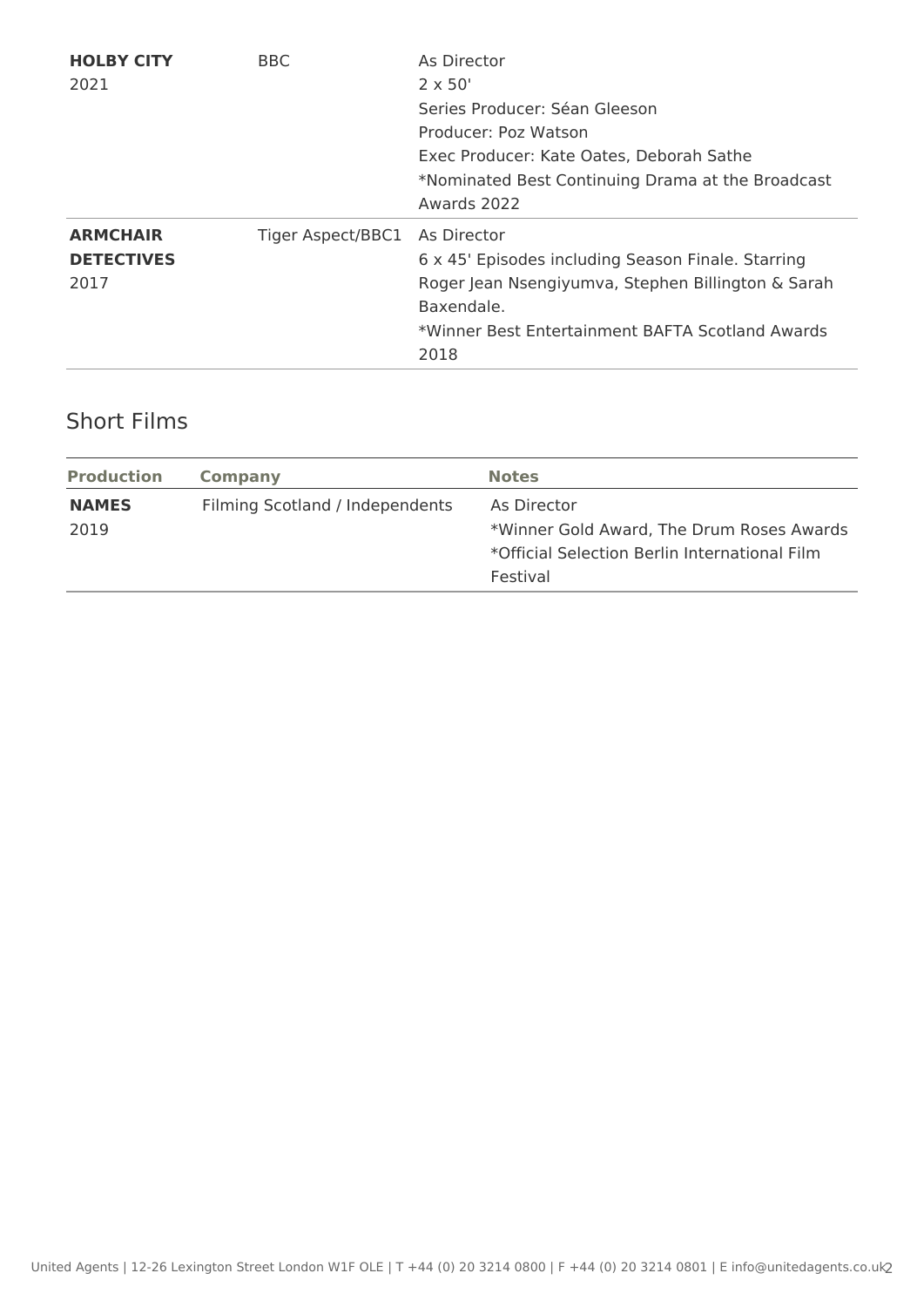| | | |
|---|---|---|
| **HOLBY CITY**<br>2021 | BBC | As Director<br>2 x 50'<br>Series Producer: Séan Gleeson<br>Producer: Poz Watson<br>Exec Producer: Kate Oates, Deborah Sathe<br>*Nominated Best Continuing Drama at the Broadcast Awards 2022 |
| **ARMCHAIR DETECTIVES**<br>2017 | Tiger Aspect/BBC1 | As Director<br>6 x 45' Episodes including Season Finale. Starring Roger Jean Nsengiyumva, Stephen Billington & Sarah Baxendale.<br>*Winner Best Entertainment BAFTA Scotland Awards 2018 |

## Short Films

| Production | Company | Notes |
|---|---|---|
| **NAMES**<br>2019 | Filming Scotland / Independents | As Director<br>*Winner Gold Award, The Drum Roses Awards<br>*Official Selection Berlin International Film Festival |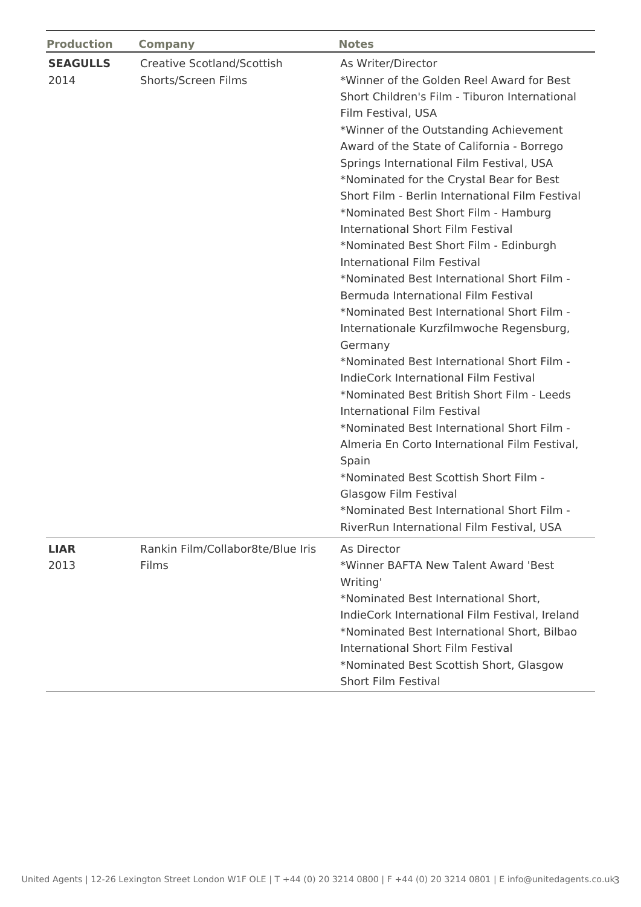| Production | Company | Notes |
|---|---|---|
| **SEAGULLS**<br>2014 | Creative Scotland/Scottish Shorts/Screen Films | As Writer/Director<br>*Winner of the Golden Reel Award for Best Short Children's Film - Tiburon International Film Festival, USA<br>*Winner of the Outstanding Achievement Award of the State of California - Borrego Springs International Film Festival, USA<br>*Nominated for the Crystal Bear for Best Short Film - Berlin International Film Festival<br>*Nominated Best Short Film - Hamburg International Short Film Festival<br>*Nominated Best Short Film - Edinburgh International Film Festival<br>*Nominated Best International Short Film - Bermuda International Film Festival<br>*Nominated Best International Short Film - Internationale Kurzfilmwoche Regensburg, Germany<br>*Nominated Best International Short Film - IndieCork International Film Festival<br>*Nominated Best British Short Film - Leeds International Film Festival<br>*Nominated Best International Short Film - Almeria En Corto International Film Festival, Spain<br>*Nominated Best Scottish Short Film - Glasgow Film Festival<br>*Nominated Best International Short Film - RiverRun International Film Festival, USA |
| **LIAR**<br>2013 | Rankin Film/Collabor8te/Blue Iris Films | As Director<br>*Winner BAFTA New Talent Award 'Best Writing'<br>*Nominated Best International Short, IndieCork International Film Festival, Ireland<br>*Nominated Best International Short, Bilbao International Short Film Festival<br>*Nominated Best Scottish Short, Glasgow Short Film Festival |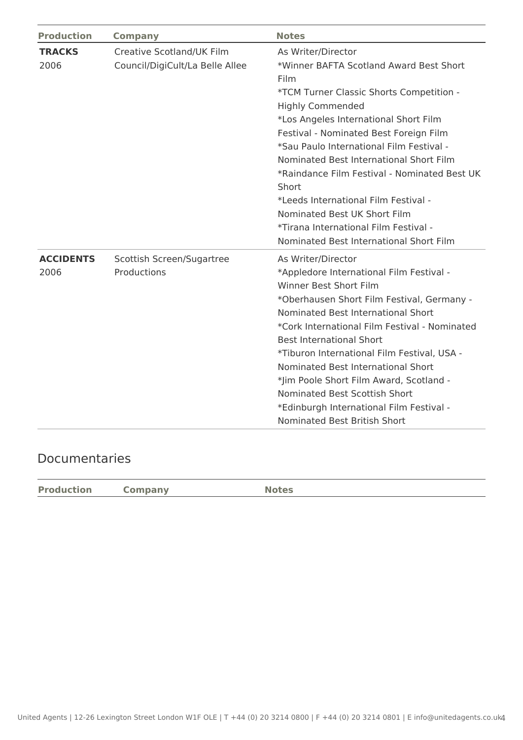| Production | Company | Notes |
|---|---|---|
| **TRACKS** 2006 | Creative Scotland/UK Film Council/DigiCult/La Belle Allee | As Writer/Director *Winner BAFTA Scotland Award Best Short Film *TCM Turner Classic Shorts Competition - Highly Commended *Los Angeles International Short Film Festival - Nominated Best Foreign Film *Sau Paulo International Film Festival - Nominated Best International Short Film *Raindance Film Festival - Nominated Best UK Short *Leeds International Film Festival - Nominated Best UK Short Film *Tirana International Film Festival - Nominated Best International Short Film |
| **ACCIDENTS** 2006 | Scottish Screen/Sugartree Productions | As Writer/Director *Appledore International Film Festival - Winner Best Short Film *Oberhausen Short Film Festival, Germany - Nominated Best International Short *Cork International Film Festival - Nominated Best International Short *Tiburon International Film Festival, USA - Nominated Best International Short *Jim Poole Short Film Award, Scotland - Nominated Best Scottish Short *Edinburgh International Film Festival - Nominated Best British Short |

## Documentaries

| Production | Company | Notes |
|---|---|---|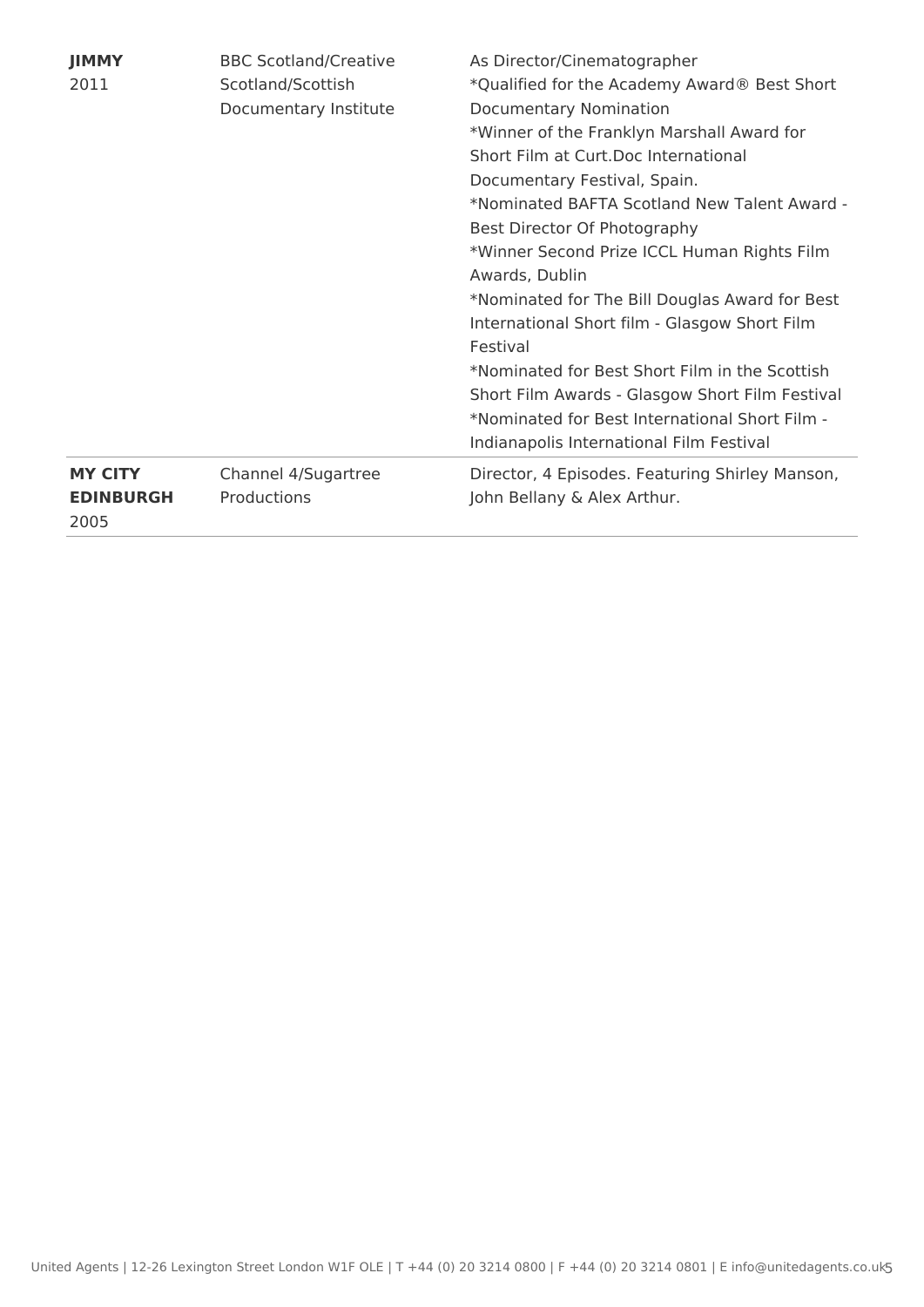| | | |
|---|---|---|
| **JIMMY**<br>2011 | BBC Scotland/Creative Scotland/Scottish Documentary Institute | As Director/Cinematographer<br>*Qualified for the Academy Award® Best Short Documentary Nomination<br>*Winner of the Franklyn Marshall Award for Short Film at Curt.Doc International Documentary Festival, Spain.<br>*Nominated BAFTA Scotland New Talent Award - Best Director Of Photography<br>*Winner Second Prize ICCL Human Rights Film Awards, Dublin<br>*Nominated for The Bill Douglas Award for Best International Short film - Glasgow Short Film Festival<br>*Nominated for Best Short Film in the Scottish Short Film Awards - Glasgow Short Film Festival<br>*Nominated for Best International Short Film - Indianapolis International Film Festival |
| **MY CITY EDINBURGH**<br>2005 | Channel 4/Sugartree Productions | Director, 4 Episodes. Featuring Shirley Manson, John Bellany & Alex Arthur. |